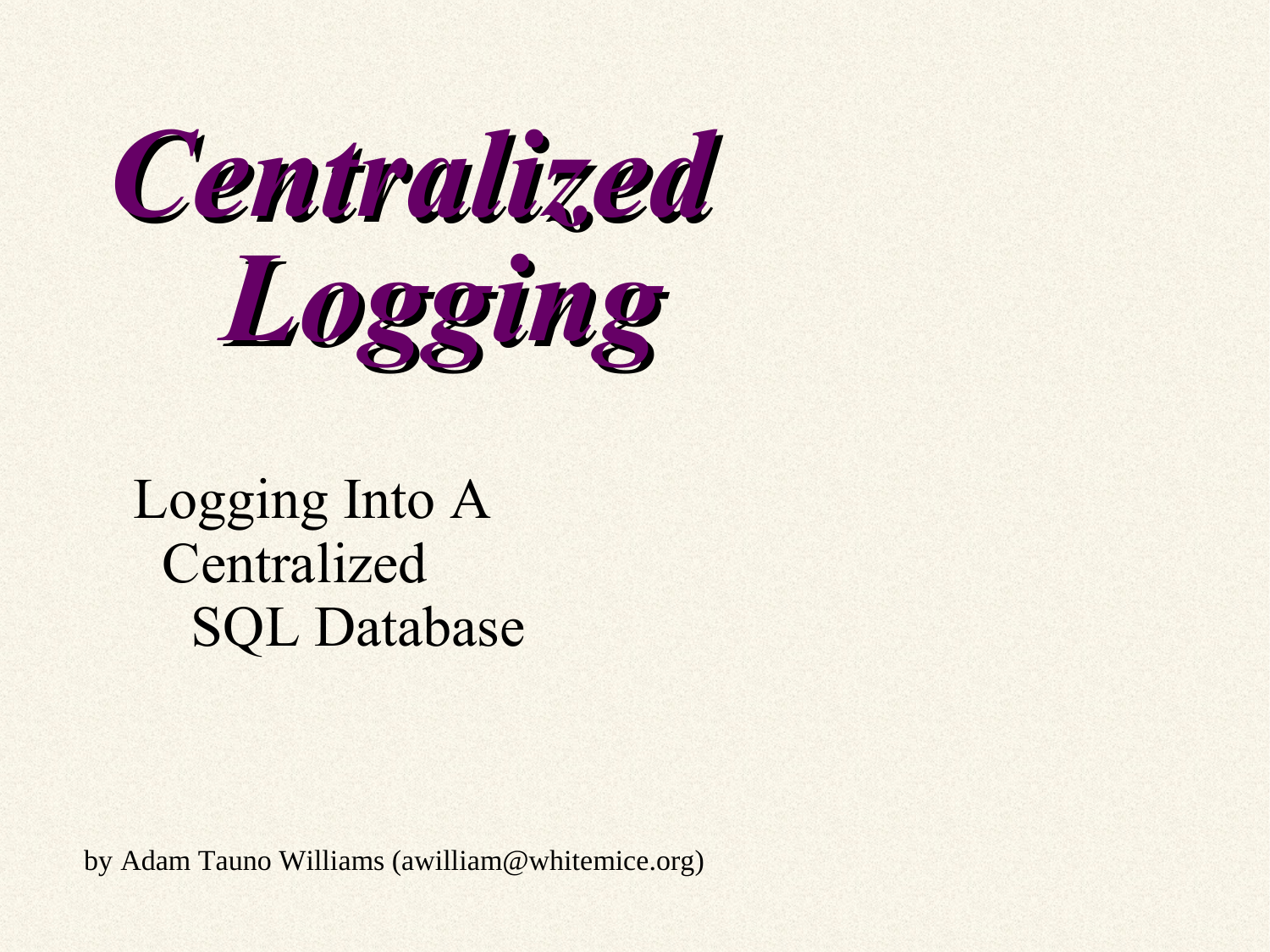# *Centralized Logging*

Logging Into A Centralized SQL Database

by Adam Tauno Williams (awilliam@whitemice.org)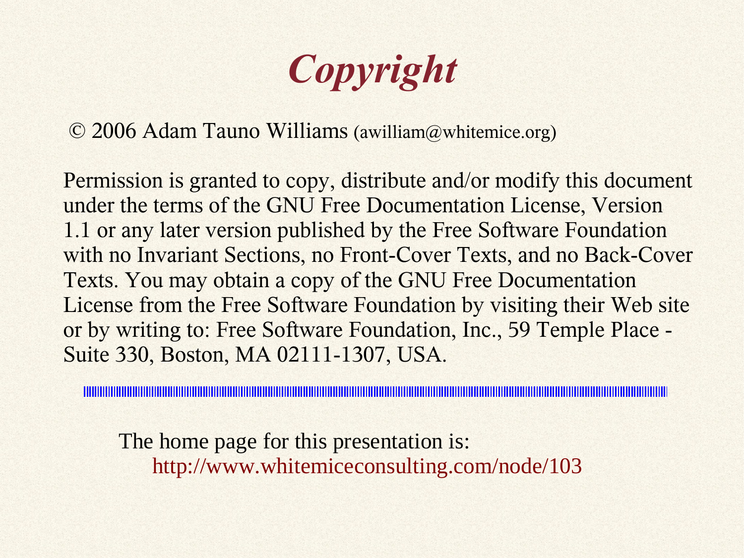# *Copyright*

© 2006 Adam Tauno Williams (awilliam@whitemice.org)

Permission is granted to copy, distribute and/or modify this document under the terms of the GNU Free Documentation License, Version 1.1 or any later version published by the Free Software Foundation with no Invariant Sections, no Front-Cover Texts, and no Back-Cover Texts. You may obtain a copy of the GNU Free Documentation License from the Free Software Foundation by visiting their Web site or by writing to: Free Software Foundation, Inc., 59 Temple Place - Suite 330, Boston, MA 02111-1307, USA.

---

The home page for this presentation is:
http://www.whitemiceconsulting.com/node/103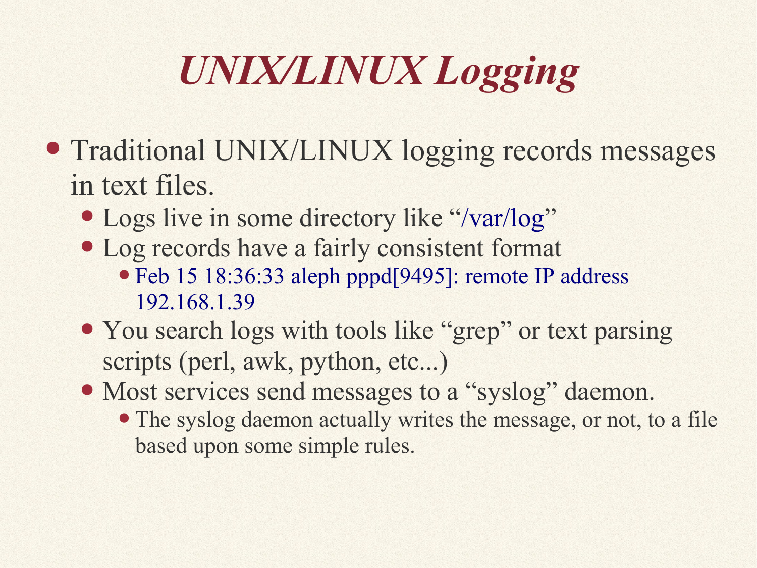# *UNIX/LINUX Logging*

- Traditional UNIX/LINUX logging records messages in text files.
  - Logs live in some directory like "/var/log"
  - Log records have a fairly consistent format
    - Feb 15 18:36:33 aleph pppd[9495]: remote IP address 192.168.1.39
  - You search logs with tools like "grep" or text parsing scripts (perl, awk, python, etc...)
  - Most services send messages to a "syslog" daemon.
    - The syslog daemon actually writes the message, or not, to a file based upon some simple rules.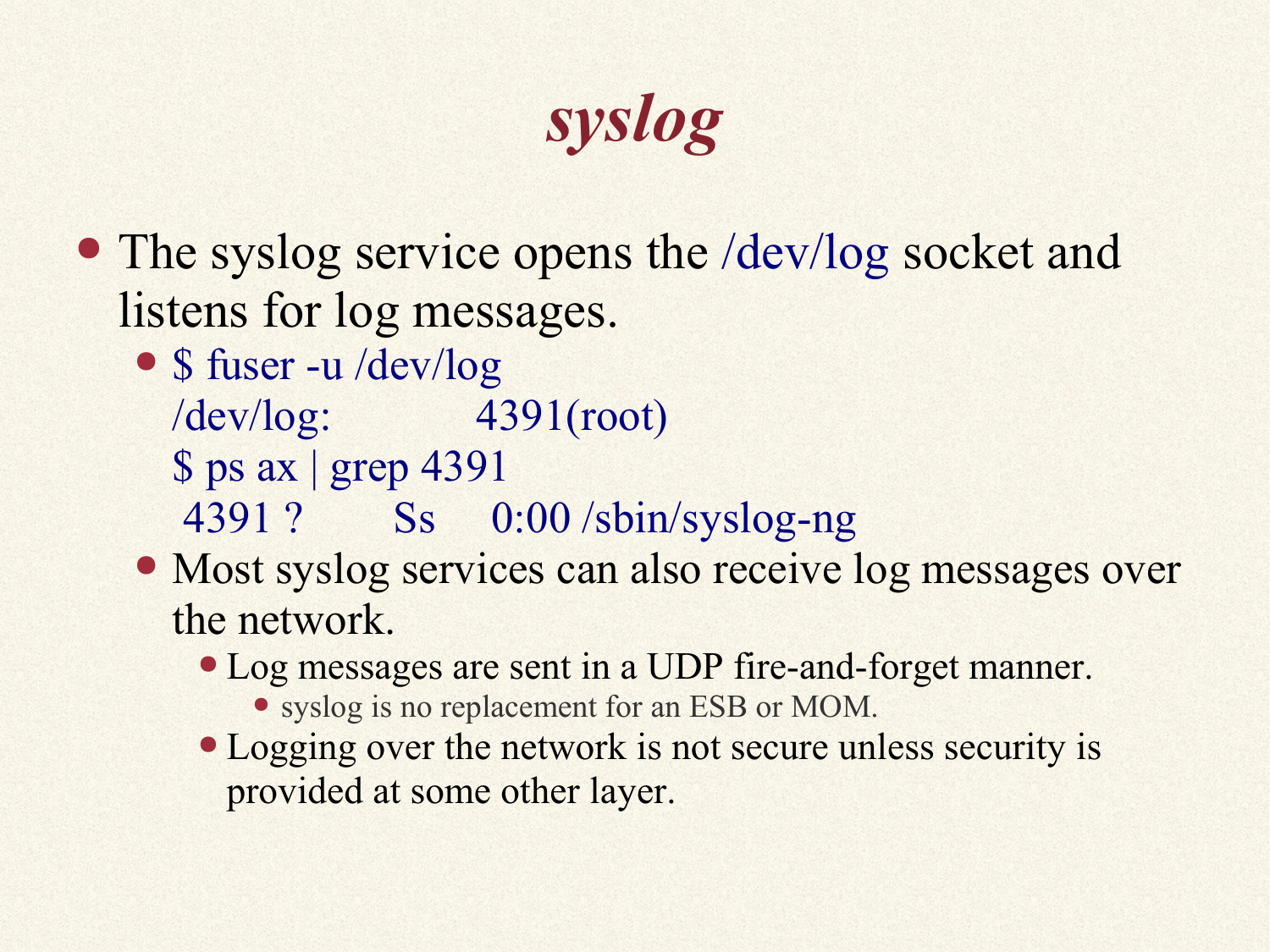# syslog

- The syslog service opens the /dev/log socket and listens for log messages.
  - ```
    $ fuser -u /dev/log
    /dev/log:            4391(root)
    $ ps ax | grep 4391
     4391 ?        Ss     0:00 /sbin/syslog-ng
    ```
  - Most syslog services can also receive log messages over the network.
    - Log messages are sent in a UDP fire-and-forget manner.
      - syslog is no replacement for an ESB or MOM.
    - Logging over the network is not secure unless security is provided at some other layer.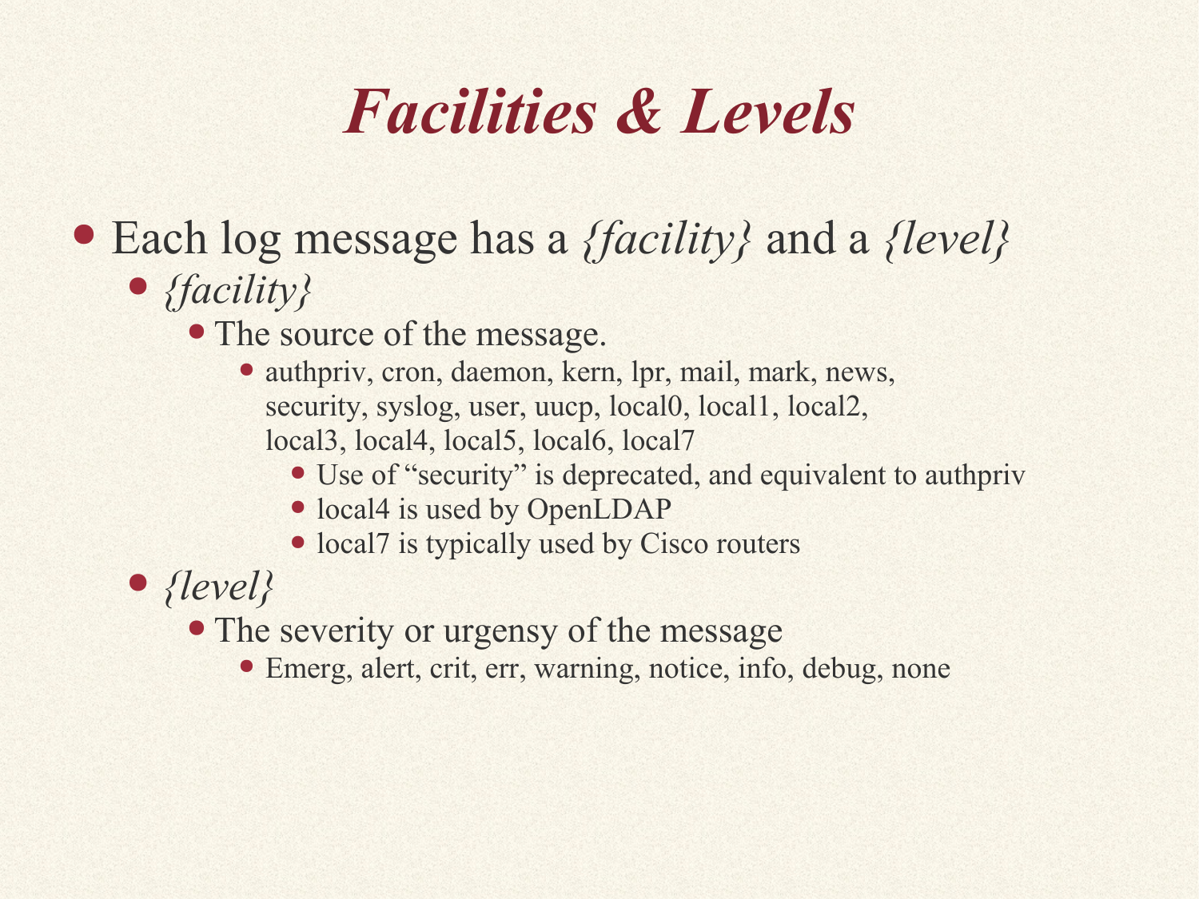# *Facilities & Levels*

- Each log message has a *{facility}* and a *{level}*
  - *{facility}*
    - The source of the message.
      - authpriv, cron, daemon, kern, lpr, mail, mark, news, security, syslog, user, uucp, local0, local1, local2, local3, local4, local5, local6, local7
        - Use of “security” is deprecated, and equivalent to authpriv
        - local4 is used by OpenLDAP
        - local7 is typically used by Cisco routers
  - *{level}*
    - The severity or urgensy of the message
      - Emerg, alert, crit, err, warning, notice, info, debug, none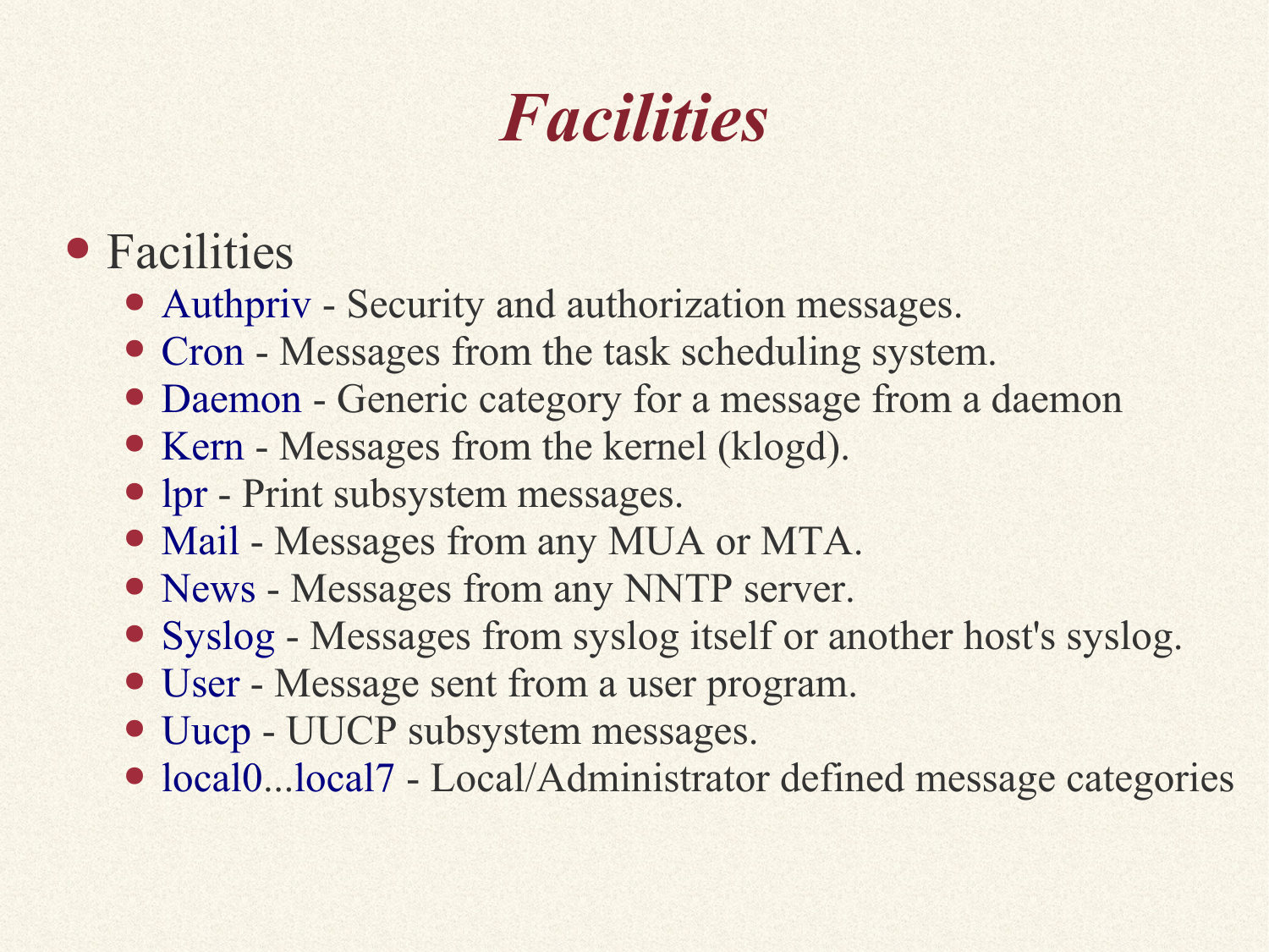# *Facilities*

- Facilities
  - Authpriv - Security and authorization messages.
  - Cron - Messages from the task scheduling system.
  - Daemon - Generic category for a message from a daemon
  - Kern - Messages from the kernel (klogd).
  - lpr - Print subsystem messages.
  - Mail - Messages from any MUA or MTA.
  - News - Messages from any NNTP server.
  - Syslog - Messages from syslog itself or another host's syslog.
  - User - Message sent from a user program.
  - Uucp - UUCP subsystem messages.
  - local0...local7 - Local/Administrator defined message categories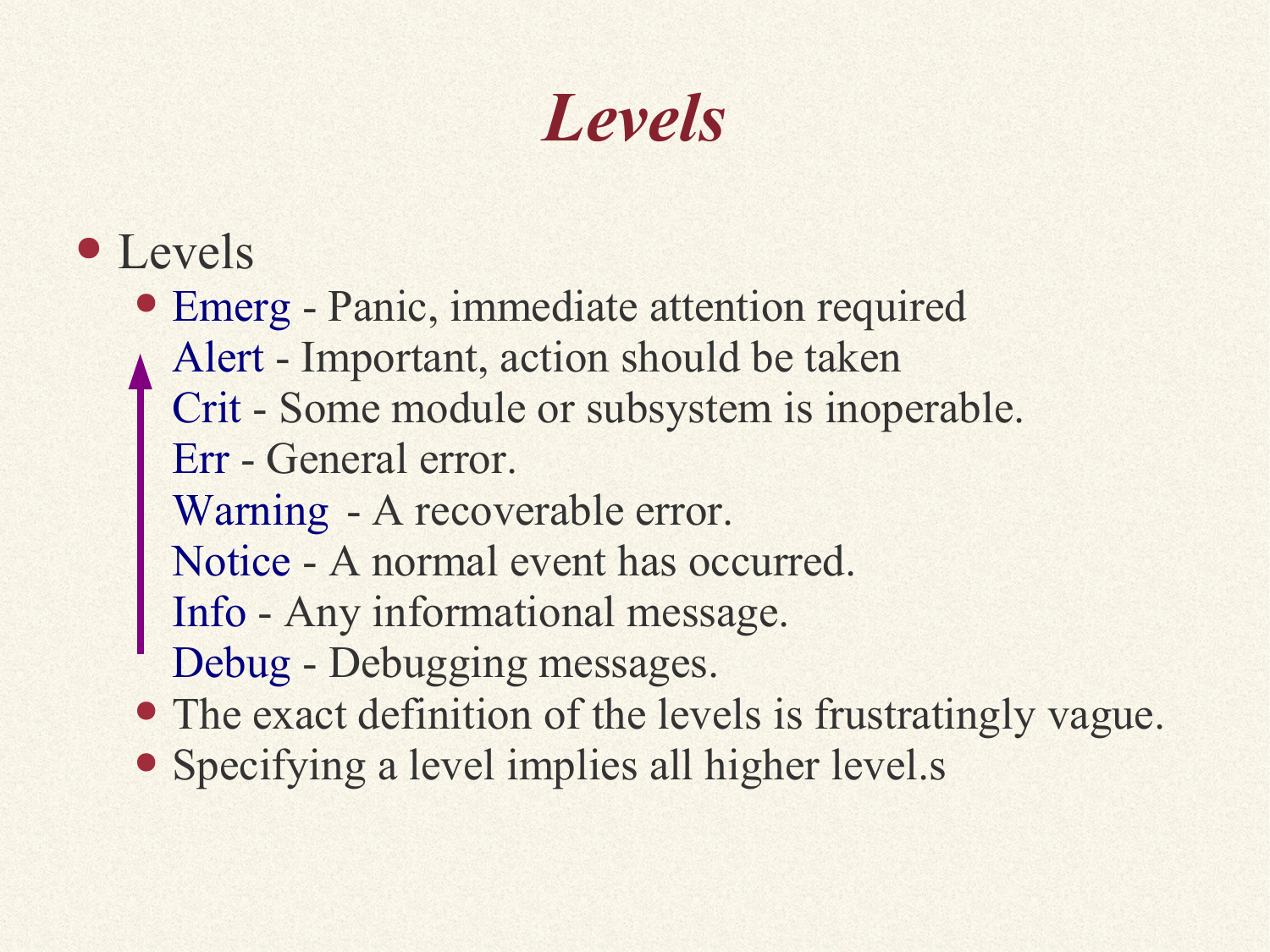# *Levels*

- Levels
  - Emerg - Panic, immediate attention required
    Alert - Important, action should be taken
    Crit - Some module or subsystem is inoperable.
    Err - General error.
    Warning - A recoverable error.
    Notice - A normal event has occurred.
    Info - Any informational message.
    Debug - Debugging messages.
  - The exact definition of the levels is frustratingly vague.
  - Specifying a level implies all higher level.s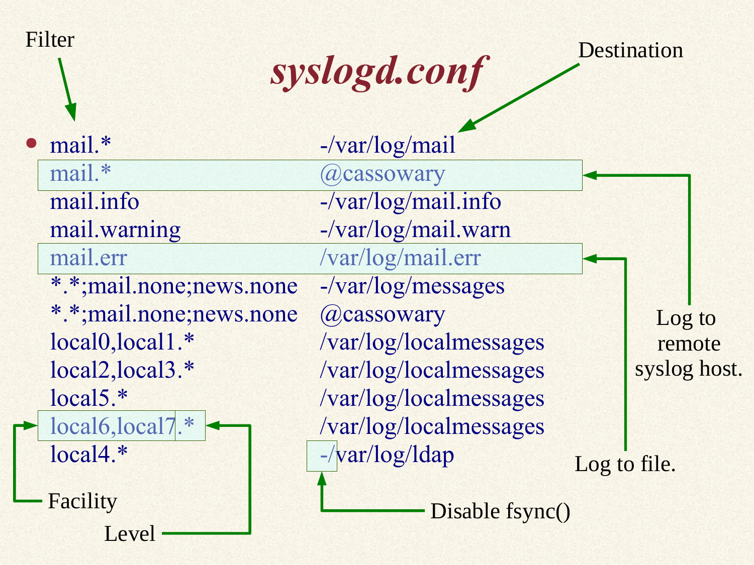# *syslogd.conf*

Filter — Destination

```
mail.*                          -/var/log/mail
mail.*                          @cassowary
mail.info                       -/var/log/mail.info
mail.warning                    -/var/log/mail.warn
mail.err                        /var/log/mail.err
*.*;mail.none;news.none         -/var/log/messages
*.*;mail.none;news.none         @cassowary
local0,local1.*                 /var/log/localmessages
local2,local3.*                 /var/log/localmessages
local5.*                        /var/log/localmessages
local6,local7.*                 /var/log/localmessages
local4.*                        -/var/log/ldap
```

- Log to remote syslog host. (`mail.*  @cassowary`)
- Log to file. (`mail.err  /var/log/mail.err`)
- Facility (`local6,local7`)
- Level (`.*`)
- Disable fsync() (`-/`)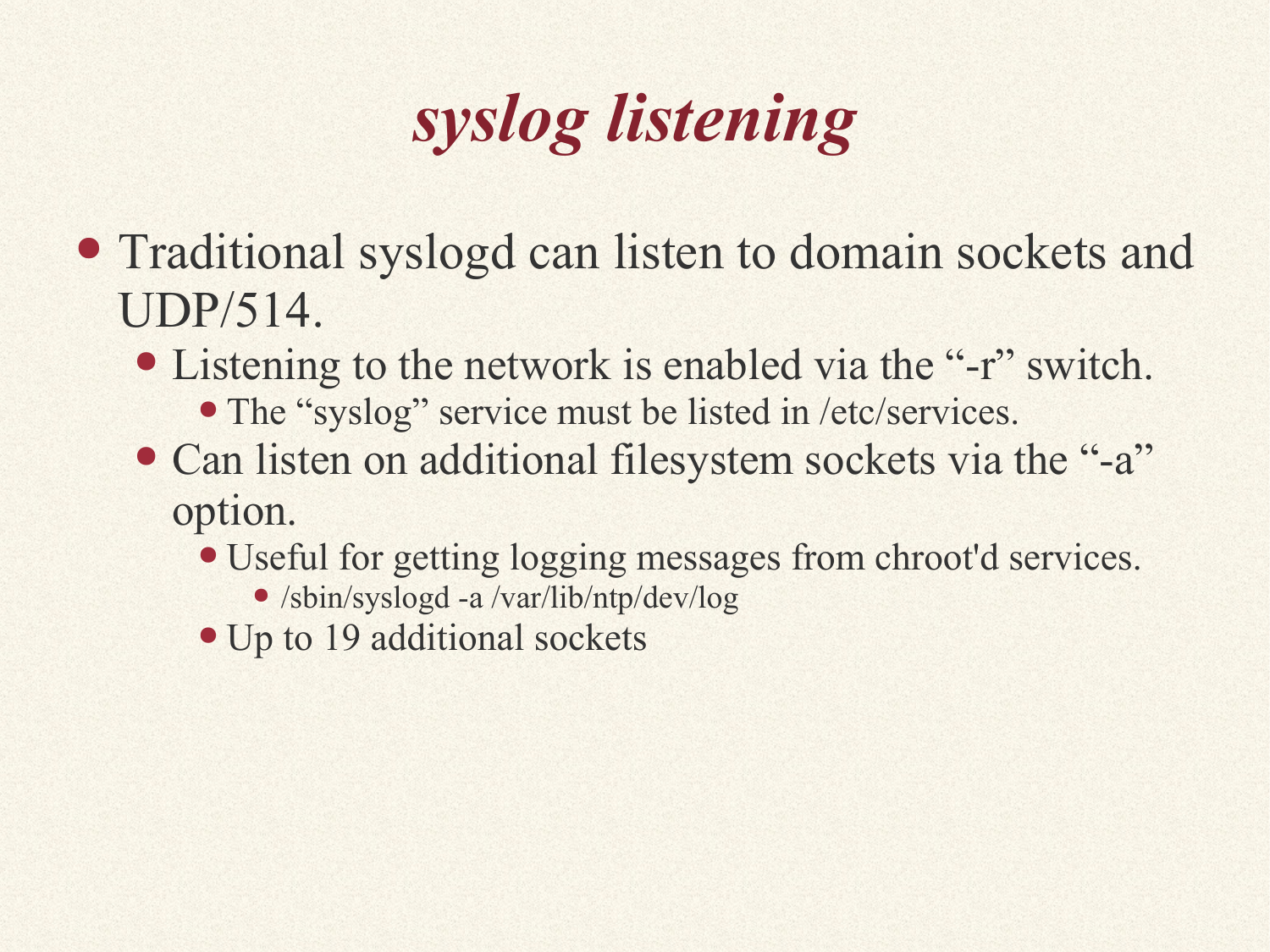# *syslog listening*

- Traditional syslogd can listen to domain sockets and UDP/514.
  - Listening to the network is enabled via the “-r” switch.
    - The “syslog” service must be listed in /etc/services.
  - Can listen on additional filesystem sockets via the “-a” option.
    - Useful for getting logging messages from chroot'd services.
      - /sbin/syslogd -a /var/lib/ntp/dev/log
    - Up to 19 additional sockets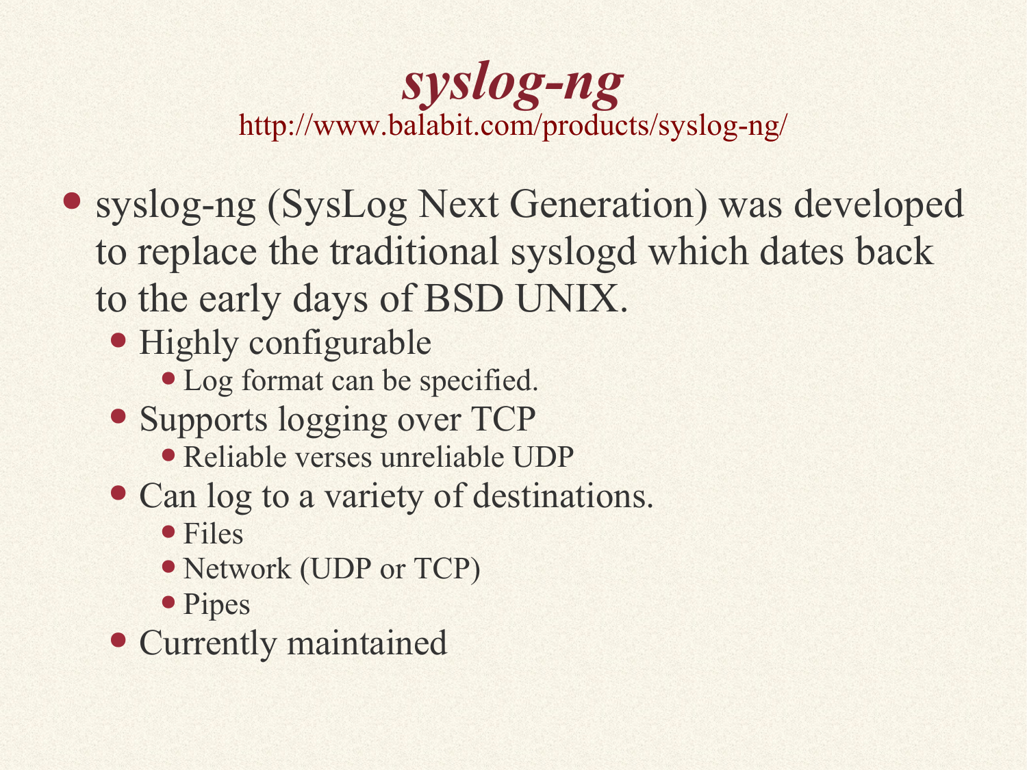# *syslog-ng*

http://www.balabit.com/products/syslog-ng/

- syslog-ng (SysLog Next Generation) was developed to replace the traditional syslogd which dates back to the early days of BSD UNIX.
  - Highly configurable
    - Log format can be specified.
  - Supports logging over TCP
    - Reliable verses unreliable UDP
  - Can log to a variety of destinations.
    - Files
    - Network (UDP or TCP)
    - Pipes
  - Currently maintained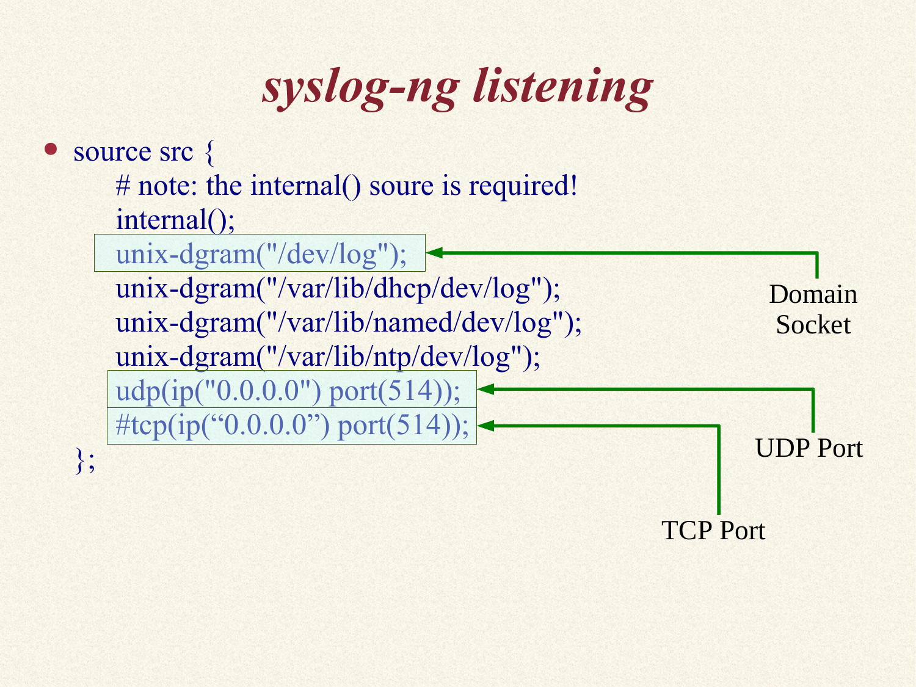# syslog-ng listening

- source src {

```
    # note: the internal() soure is required!
    internal();
    unix-dgram("/dev/log");
    unix-dgram("/var/lib/dhcp/dev/log");
    unix-dgram("/var/lib/named/dev/log");
    unix-dgram("/var/lib/ntp/dev/log");
    udp(ip("0.0.0.0") port(514));
    #tcp(ip("0.0.0.0") port(514));
};
```

Domain Socket

UDP Port

TCP Port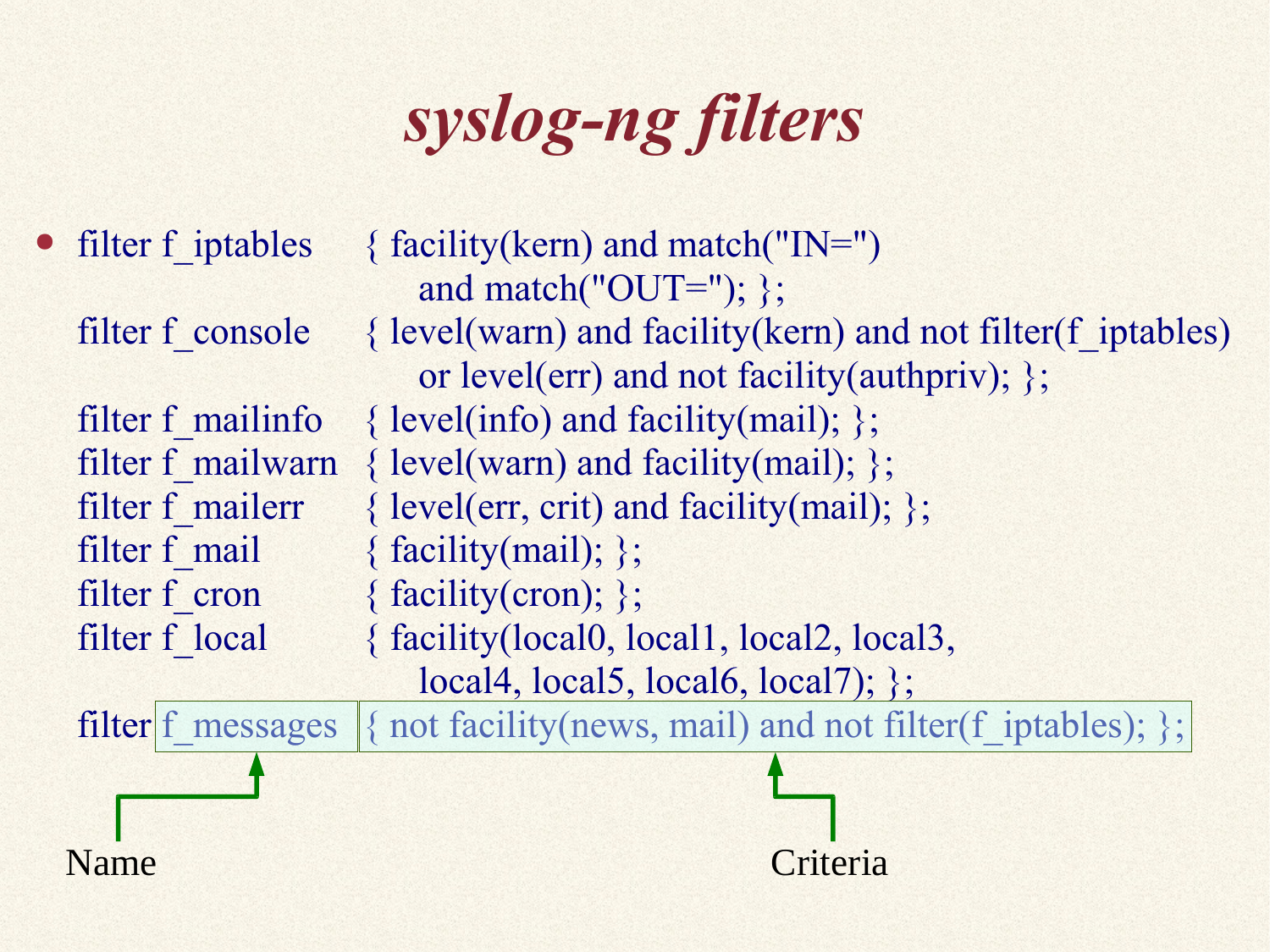# *syslog-ng filters*

```
filter f_iptables     { facility(kern) and match("IN=")
                          and match("OUT="); };
filter f_console      { level(warn) and facility(kern) and not filter(f_iptables)
                          or level(err) and not facility(authpriv); };
filter f_mailinfo     { level(info) and facility(mail); };
filter f_mailwarn     { level(warn) and facility(mail); };
filter f_mailerr      { level(err, crit) and facility(mail); };
filter f_mail         { facility(mail); };
filter f_cron         { facility(cron); };
filter f_local        { facility(local0, local1, local2, local3,
                          local4, local5, local6, local7); };
filter f_messages     { not facility(news, mail) and not filter(f_iptables); };
```

Name

Criteria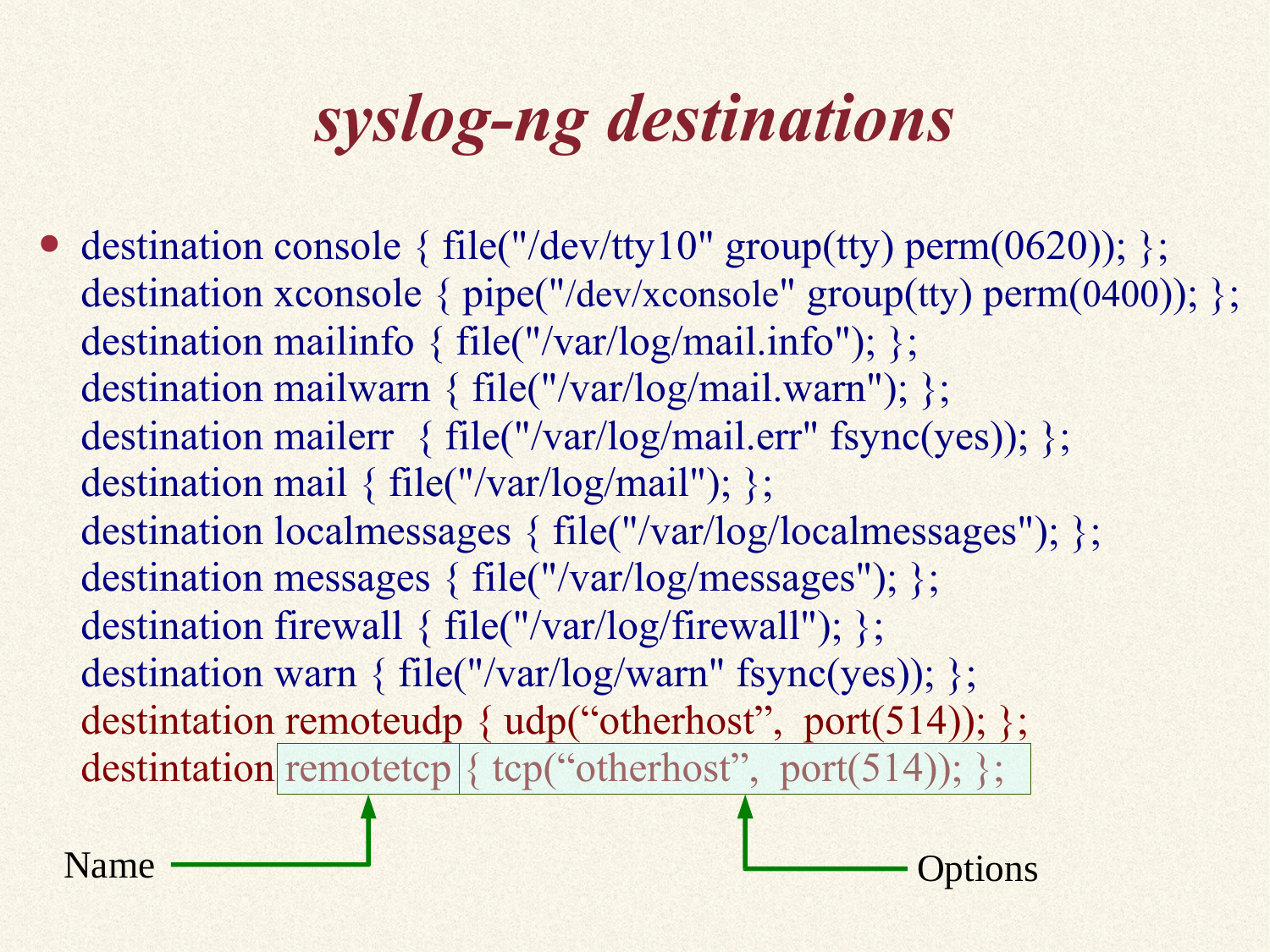# *syslog-ng destinations*

```
destination console { file("/dev/tty10" group(tty) perm(0620)); };
destination xconsole { pipe("/dev/xconsole" group(tty) perm(0400)); };
destination mailinfo { file("/var/log/mail.info"); };
destination mailwarn { file("/var/log/mail.warn"); };
destination mailerr  { file("/var/log/mail.err" fsync(yes)); };
destination mail { file("/var/log/mail"); };
destination localmessages { file("/var/log/localmessages"); };
destination messages { file("/var/log/messages"); };
destination firewall { file("/var/log/firewall"); };
destination warn { file("/var/log/warn" fsync(yes)); };
destintation remoteudp { udp("otherhost",  port(514)); };
destintation remotetcp { tcp("otherhost",  port(514)); };
```

Name → remotetcp

Options → { tcp("otherhost",  port(514)); };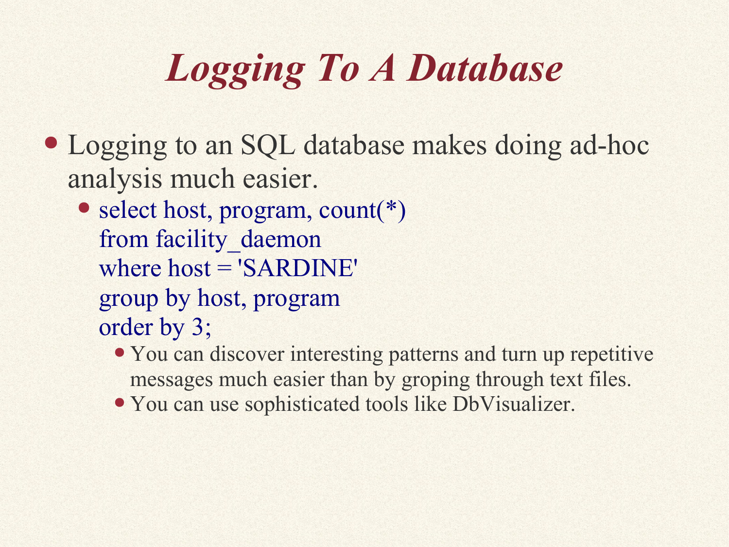# *Logging To A Database*

- Logging to an SQL database makes doing ad-hoc analysis much easier.
  - ```
    select host, program, count(*)
    from facility_daemon
    where host = 'SARDINE'
    group by host, program
    order by 3;
    ```
    - You can discover interesting patterns and turn up repetitive messages much easier than by groping through text files.
    - You can use sophisticated tools like DbVisualizer.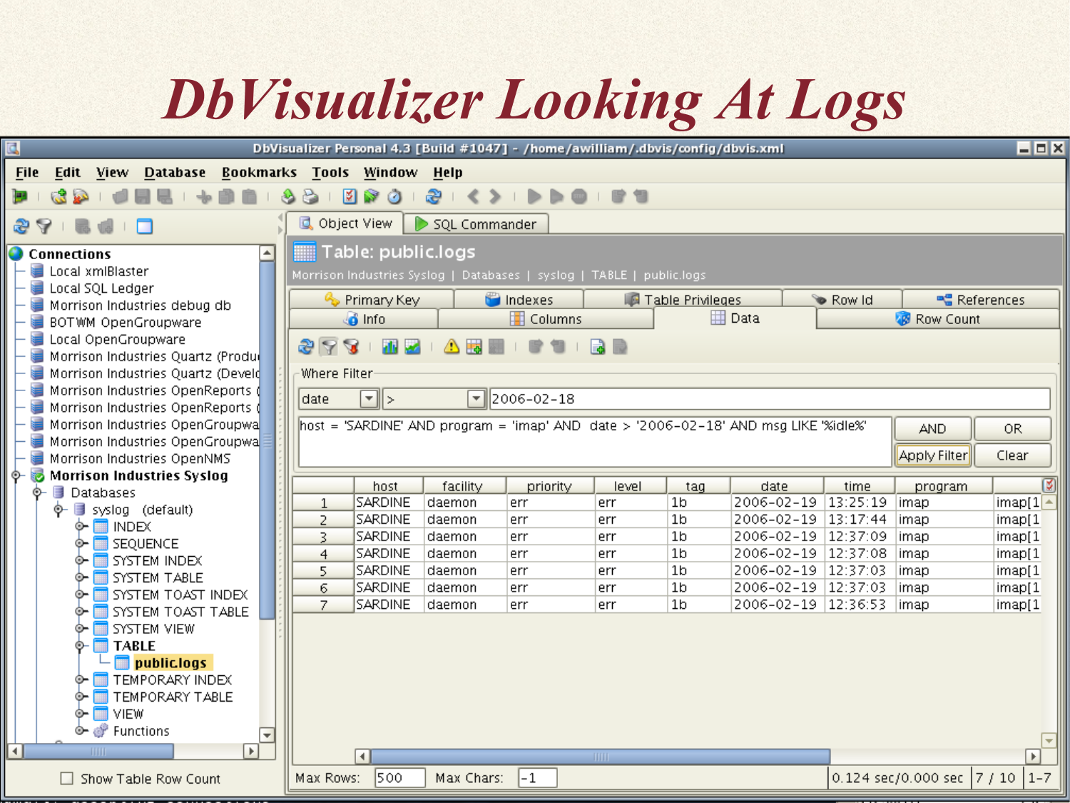# DbVisualizer Looking At Logs

DbVisualizer Personal 4.3 [Build #1047] - /home/awilliam/.dbvis/config/dbvis.xml

File Edit View Database Bookmarks Tools Window Help

**Connections**
- Local xmlBlaster
- Local SQL Ledger
- Morrison Industries debug db
- BOTWM OpenGroupware
- Local OpenGroupware
- Morrison Industries Quartz (Produ
- Morrison Industries Quartz (Develo
- Morrison Industries OpenReports (
- Morrison Industries OpenReports (
- Morrison Industries OpenGroupwa
- Morrison Industries OpenGroupwa
- Morrison Industries OpenNMS
- **Morrison Industries Syslog**
  - Databases
    - syslog (default)
      - INDEX
      - SEQUENCE
      - SYSTEM INDEX
      - SYSTEM TABLE
      - SYSTEM TOAST INDEX
      - SYSTEM TOAST TABLE
      - SYSTEM VIEW
      - **TABLE**
        - **public.logs**
      - TEMPORARY INDEX
      - TEMPORARY TABLE
      - VIEW
      - Functions

Show Table Row Count

Object View | SQL Commander

**Table: public.logs**

Morrison Industries Syslog | Databases | syslog | TABLE | public.logs

Primary Key | Indexes | Table Privileges | Row Id | References | Info | Columns | Data | Row Count

Where Filter

date > 2006-02-18

host = 'SARDINE' AND program = 'imap' AND date > '2006-02-18' AND msg LIKE '%idle%'

AND | OR | Apply Filter | Clear

| | host | facility | priority | level | tag | date | time | program | |
|---|---|---|---|---|---|---|---|---|---|
| 1 | SARDINE | daemon | err | err | 1b | 2006-02-19 | 13:25:19 | imap | imap[1 |
| 2 | SARDINE | daemon | err | err | 1b | 2006-02-19 | 13:17:44 | imap | imap[1 |
| 3 | SARDINE | daemon | err | err | 1b | 2006-02-19 | 12:37:09 | imap | imap[1 |
| 4 | SARDINE | daemon | err | err | 1b | 2006-02-19 | 12:37:08 | imap | imap[1 |
| 5 | SARDINE | daemon | err | err | 1b | 2006-02-19 | 12:37:03 | imap | imap[1 |
| 6 | SARDINE | daemon | err | err | 1b | 2006-02-19 | 12:37:03 | imap | imap[1 |
| 7 | SARDINE | daemon | err | err | 1b | 2006-02-19 | 12:36:53 | imap | imap[1 |

Max Rows: 500 Max Chars: -1 0.124 sec/0.000 sec 7 / 10 1-7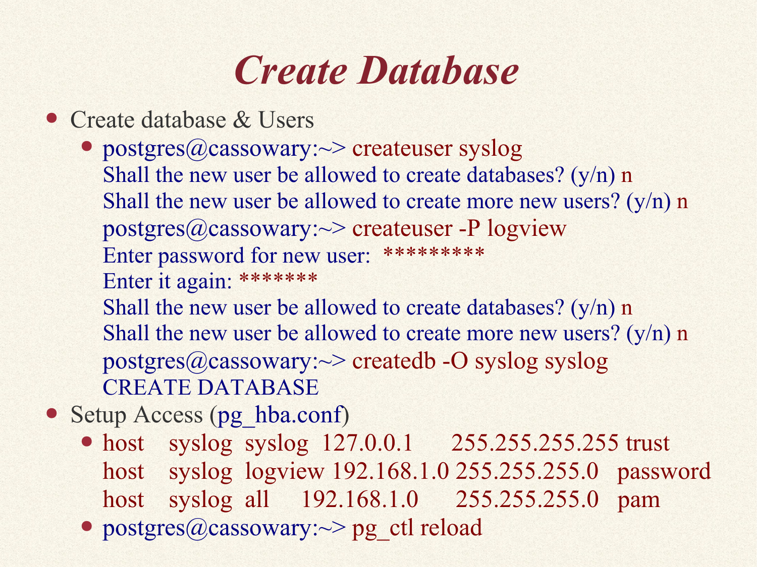# Create Database

- Create database & Users
  - ```
    postgres@cassowary:~> createuser syslog
    Shall the new user be allowed to create databases? (y/n) n
    Shall the new user be allowed to create more new users? (y/n) n
    postgres@cassowary:~> createuser -P logview
    Enter password for new user:  *********
    Enter it again: *******
    Shall the new user be allowed to create databases? (y/n) n
    Shall the new user be allowed to create more new users? (y/n) n
    postgres@cassowary:~> createdb -O syslog syslog
    CREATE DATABASE
    ```
- Setup Access (pg_hba.conf)
  - ```
    host    syslog  syslog  127.0.0.1       255.255.255.255 trust
    host    syslog  logview 192.168.1.0     255.255.255.0   password
    host    syslog  all     192.168.1.0     255.255.255.0   pam
    ```
  - ```
    postgres@cassowary:~> pg_ctl reload
    ```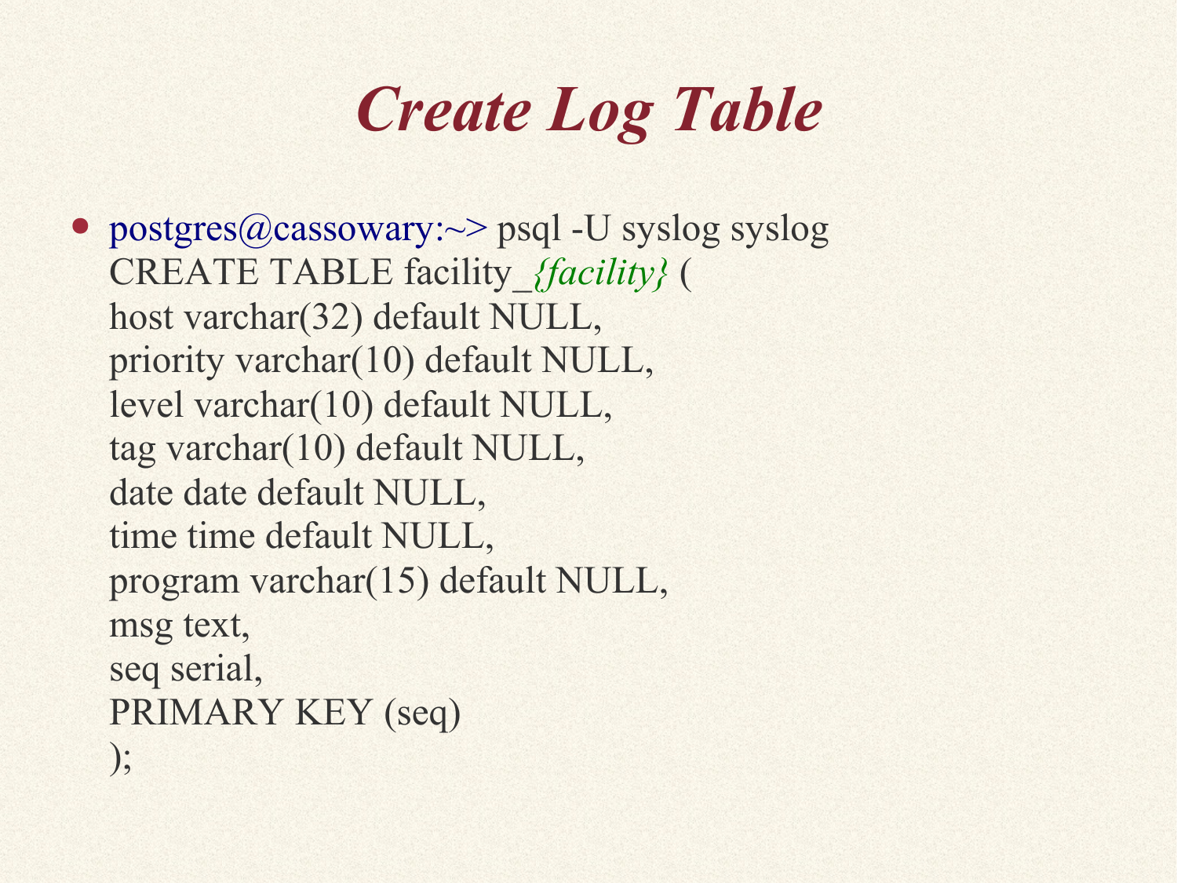# *Create Log Table*

- postgres@cassowary:~> psql -U syslog syslog

```
CREATE TABLE facility_{facility} (
host varchar(32) default NULL,
priority varchar(10) default NULL,
level varchar(10) default NULL,
tag varchar(10) default NULL,
date date default NULL,
time time default NULL,
program varchar(15) default NULL,
msg text,
seq serial,
PRIMARY KEY (seq)
);
```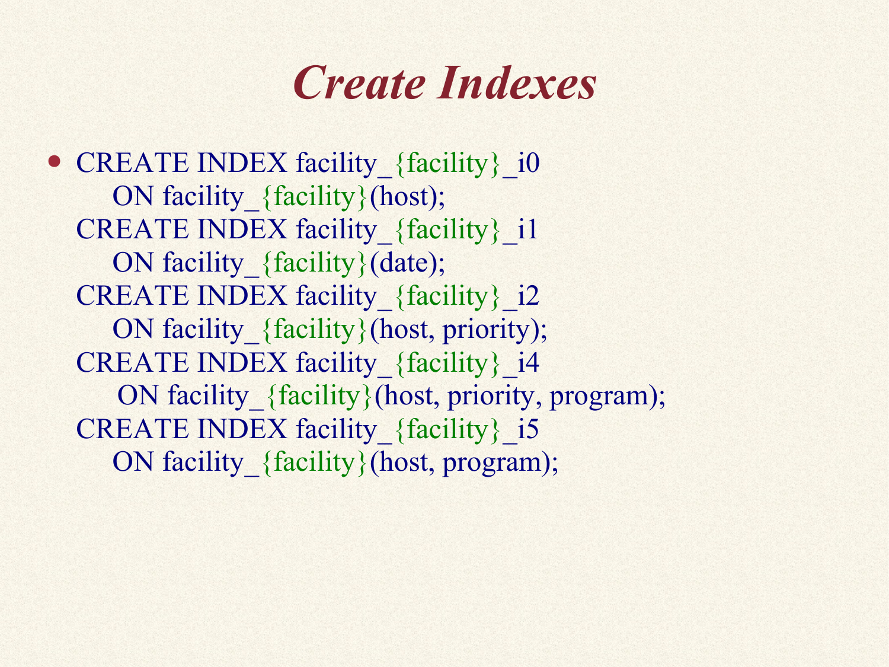# Create Indexes

- ```
  CREATE INDEX facility_{facility}_i0
      ON facility_{facility}(host);
  CREATE INDEX facility_{facility}_i1
      ON facility_{facility}(date);
  CREATE INDEX facility_{facility}_i2
      ON facility_{facility}(host, priority);
  CREATE INDEX facility_{facility}_i4
      ON facility_{facility}(host, priority, program);
  CREATE INDEX facility_{facility}_i5
      ON facility_{facility}(host, program);
  ```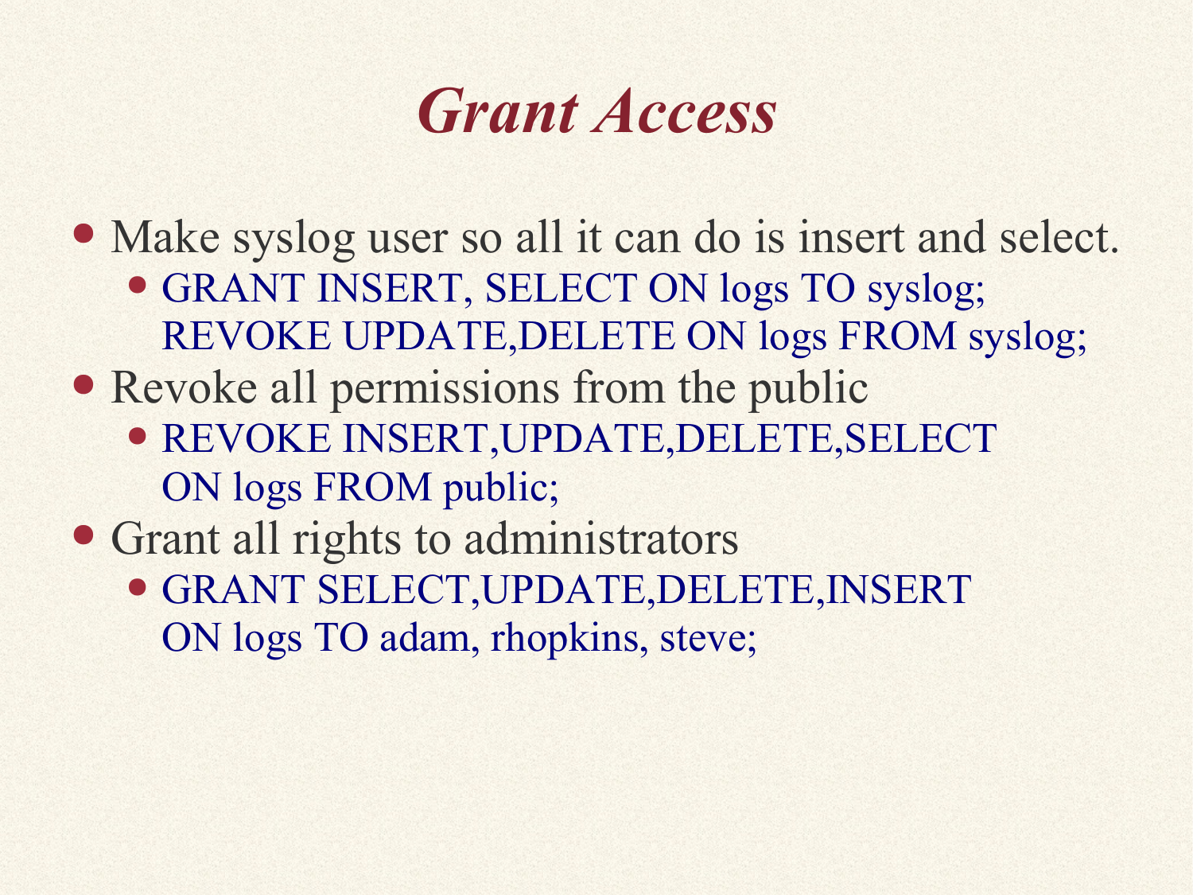# *Grant Access*

- Make syslog user so all it can do is insert and select.
  - GRANT INSERT, SELECT ON logs TO syslog;
    REVOKE UPDATE,DELETE ON logs FROM syslog;
- Revoke all permissions from the public
  - REVOKE INSERT,UPDATE,DELETE,SELECT
    ON logs FROM public;
- Grant all rights to administrators
  - GRANT SELECT,UPDATE,DELETE,INSERT
    ON logs TO adam, rhopkins, steve;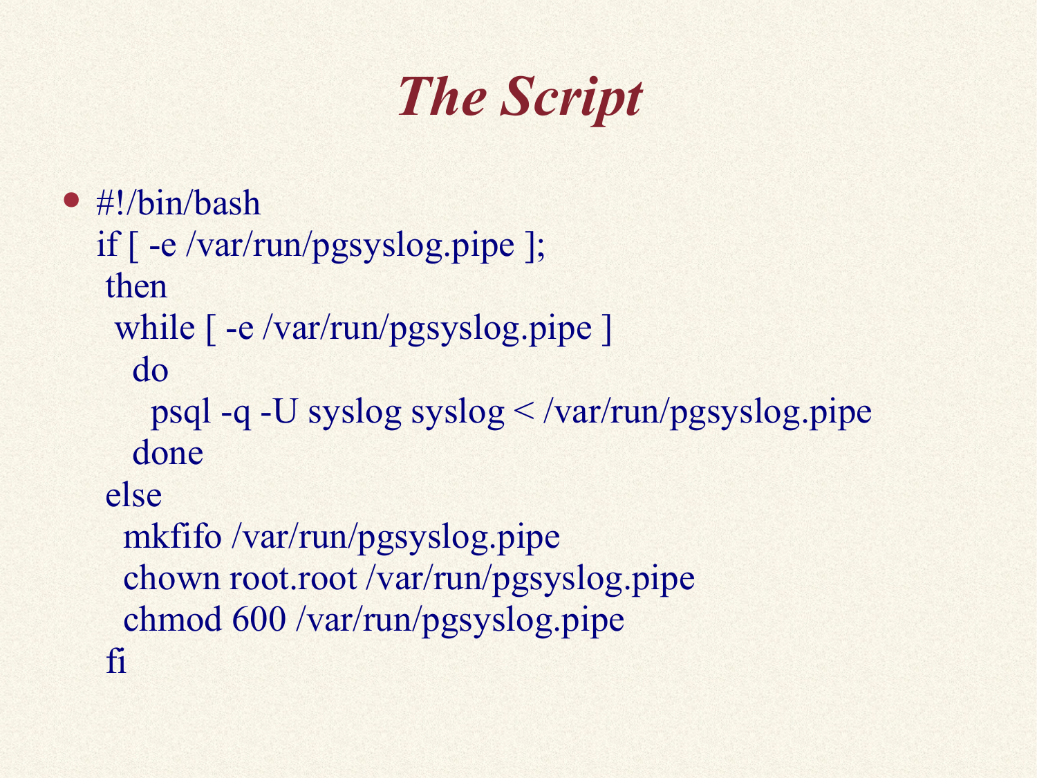# The Script

- ```
  #!/bin/bash
  if [ -e /var/run/pgsyslog.pipe ];
   then
    while [ -e /var/run/pgsyslog.pipe ]
      do
        psql -q -U syslog syslog < /var/run/pgsyslog.pipe
      done
   else
     mkfifo /var/run/pgsyslog.pipe
     chown root.root /var/run/pgsyslog.pipe
     chmod 600 /var/run/pgsyslog.pipe
   fi
  ```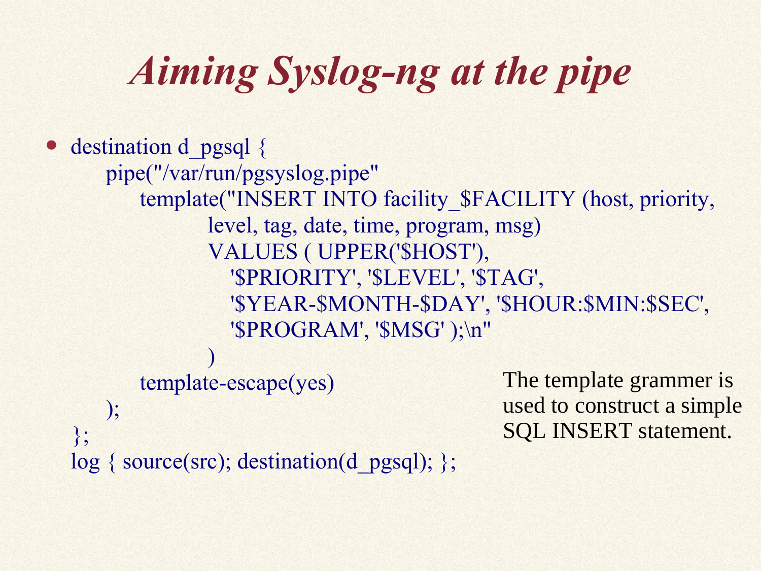# *Aiming Syslog-ng at the pipe*

```
destination d_pgsql {
    pipe("/var/run/pgsyslog.pipe"
        template("INSERT INTO facility_$FACILITY (host, priority,
                level, tag, date, time, program, msg)
                VALUES ( UPPER('$HOST'),
                    '$PRIORITY', '$LEVEL', '$TAG',
                    '$YEAR-$MONTH-$DAY', '$HOUR:$MIN:$SEC',
                    '$PROGRAM', '$MSG' );\n"
                )
        template-escape(yes)
    );
};
log { source(src); destination(d_pgsql); };
```

The template grammer is used to construct a simple SQL INSERT statement.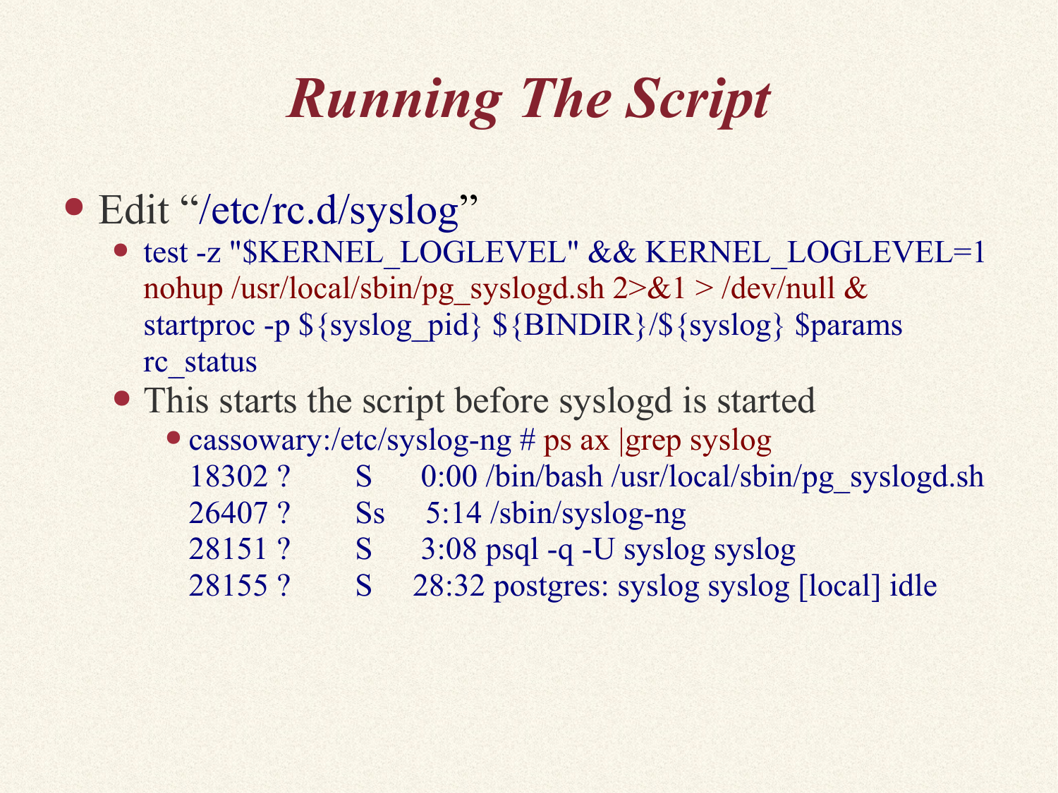# *Running The Script*

- Edit "/etc/rc.d/syslog"
  - ```
    test -z "$KERNEL_LOGLEVEL" && KERNEL_LOGLEVEL=1
    nohup /usr/local/sbin/pg_syslogd.sh 2>&1 > /dev/null &
    startproc -p ${syslog_pid} ${BINDIR}/${syslog} $params
    rc_status
    ```
  - This starts the script before syslogd is started
    - ```
      cassowary:/etc/syslog-ng # ps ax |grep syslog
      18302 ?        S      0:00 /bin/bash /usr/local/sbin/pg_syslogd.sh
      26407 ?        Ss     5:14 /sbin/syslog-ng
      28151 ?        S      3:08 psql -q -U syslog syslog
      28155 ?        S     28:32 postgres: syslog syslog [local] idle
      ```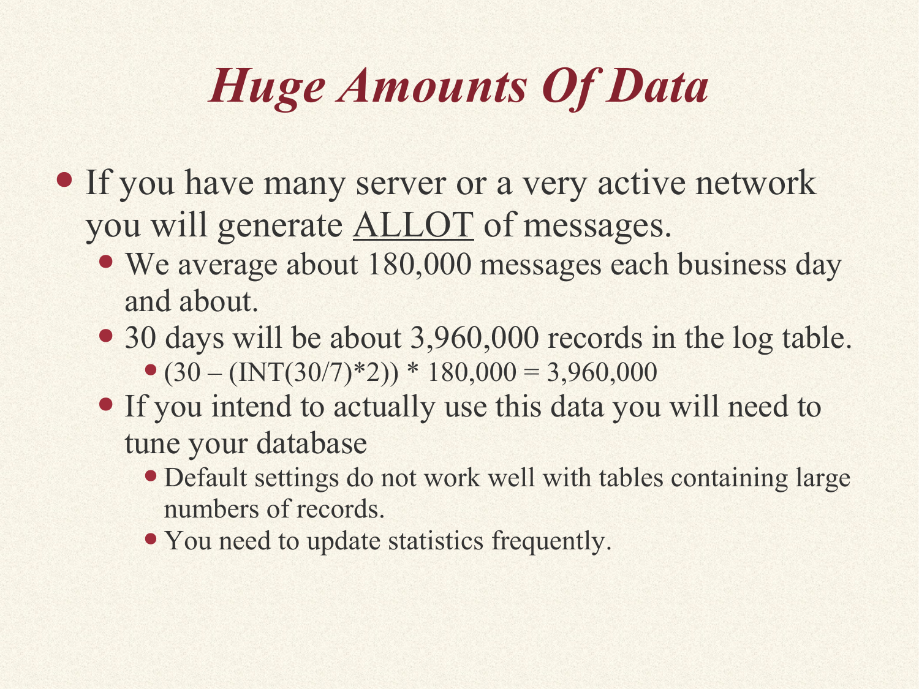# *Huge Amounts Of Data*

- If you have many server or a very active network you will generate <u>ALLOT</u> of messages.
  - We average about 180,000 messages each business day and about.
  - 30 days will be about 3,960,000 records in the log table.
    - (30 – (INT(30/7)*2)) * 180,000 = 3,960,000
  - If you intend to actually use this data you will need to tune your database
    - Default settings do not work well with tables containing large numbers of records.
    - You need to update statistics frequently.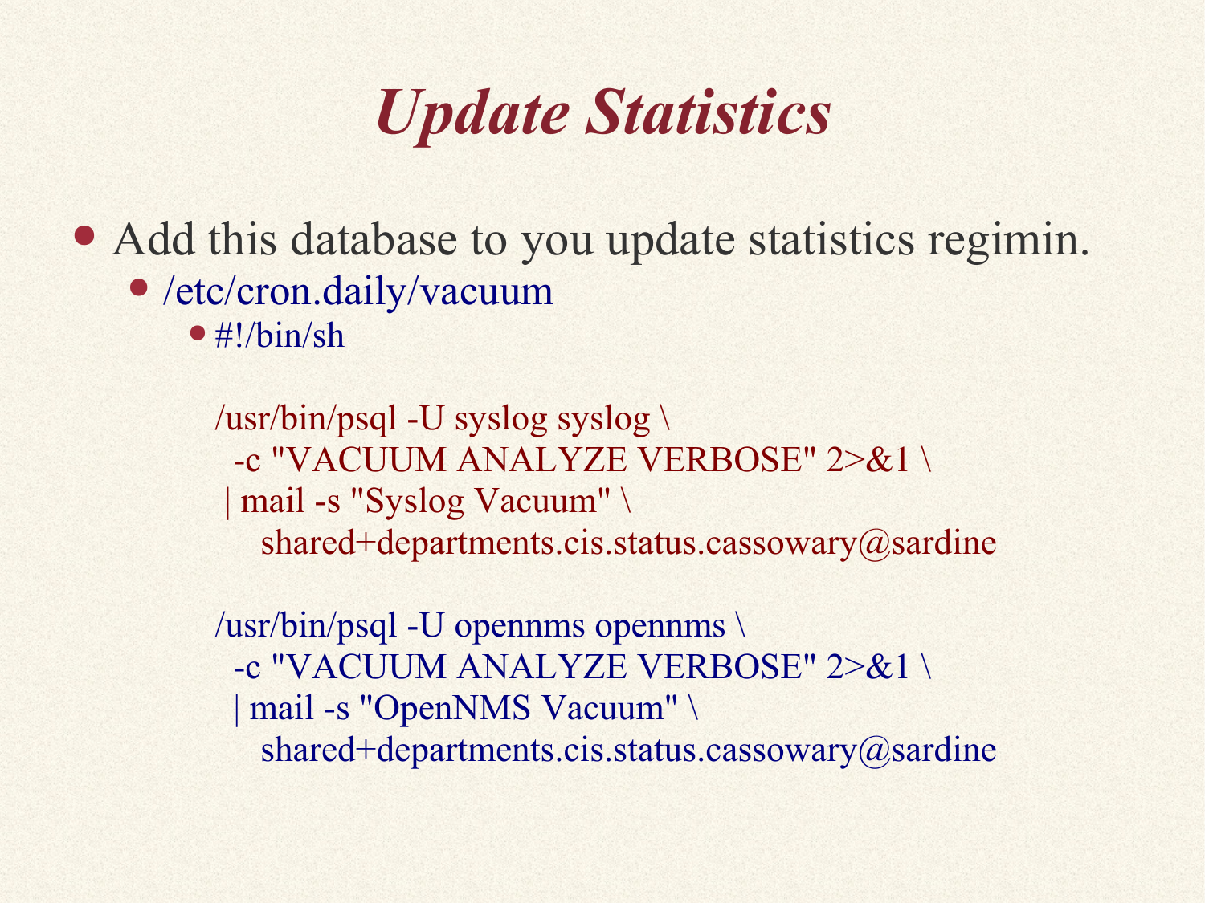# *Update Statistics*

- Add this database to you update statistics regimin.
  - /etc/cron.daily/vacuum
    - #!/bin/sh

```
/usr/bin/psql -U syslog syslog \
  -c "VACUUM ANALYZE VERBOSE" 2>&1 \
 | mail -s "Syslog Vacuum" \
    shared+departments.cis.status.cassowary@sardine

/usr/bin/psql -U opennms opennms \
  -c "VACUUM ANALYZE VERBOSE" 2>&1 \
 | mail -s "OpenNMS Vacuum" \
    shared+departments.cis.status.cassowary@sardine
```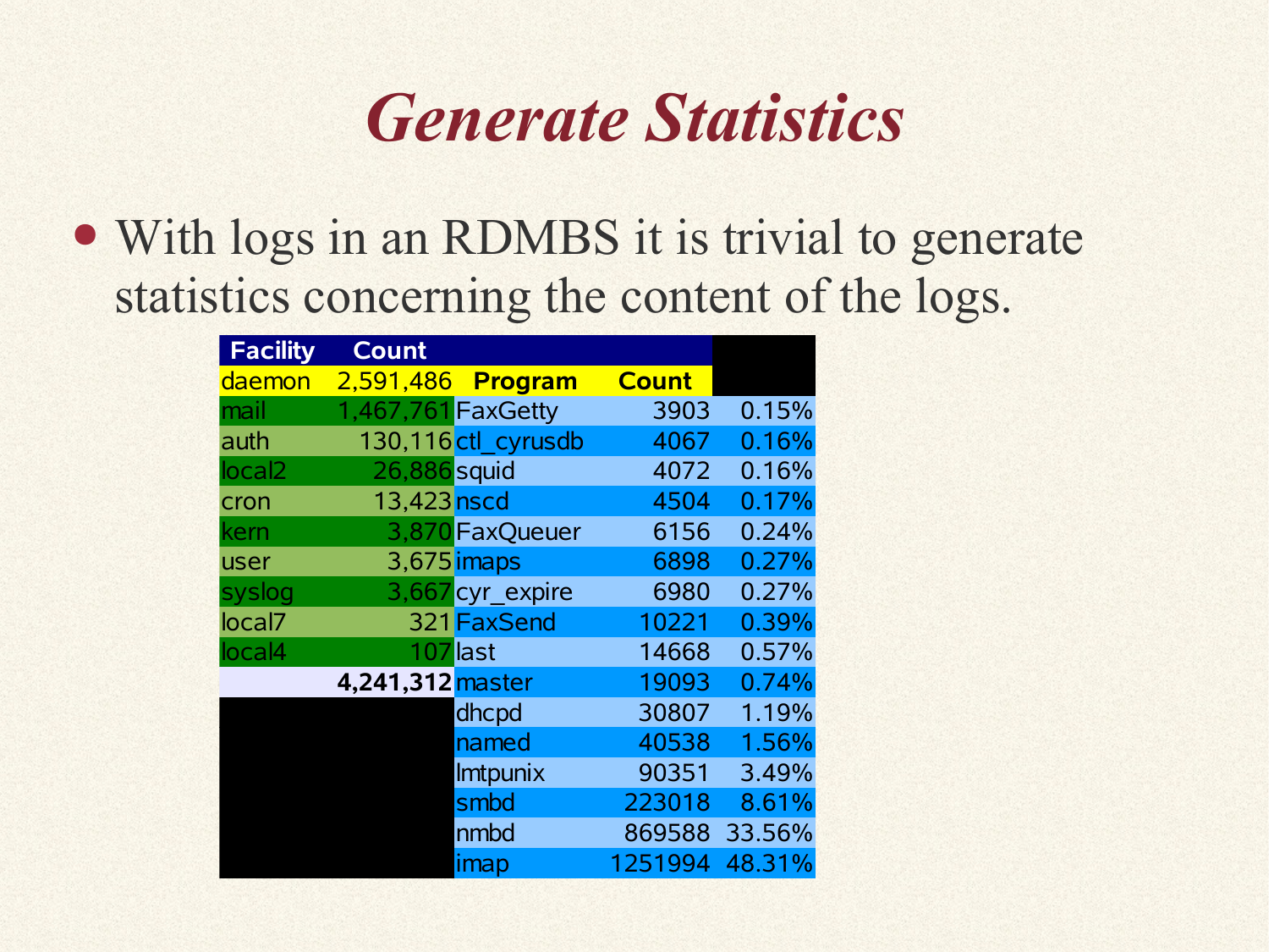# Generate Statistics

- With logs in an RDMBS it is trivial to generate statistics concerning the content of the logs.

| Facility | Count | | | |
|---|---|---|---|---|
| daemon | 2,591,486 | **Program** | **Count** | |
| mail | 1,467,761 | FaxGetty | 3903 | 0.15% |
| auth | 130,116 | ctl_cyrusdb | 4067 | 0.16% |
| local2 | 26,886 | squid | 4072 | 0.16% |
| cron | 13,423 | nscd | 4504 | 0.17% |
| kern | 3,870 | FaxQueuer | 6156 | 0.24% |
| user | 3,675 | imaps | 6898 | 0.27% |
| syslog | 3,667 | cyr_expire | 6980 | 0.27% |
| local7 | 321 | FaxSend | 10221 | 0.39% |
| local4 | 107 | last | 14668 | 0.57% |
| | **4,241,312** | master | 19093 | 0.74% |
| | | dhcpd | 30807 | 1.19% |
| | | named | 40538 | 1.56% |
| | | lmtpunix | 90351 | 3.49% |
| | | smbd | 223018 | 8.61% |
| | | nmbd | 869588 | 33.56% |
| | | imap | 1251994 | 48.31% |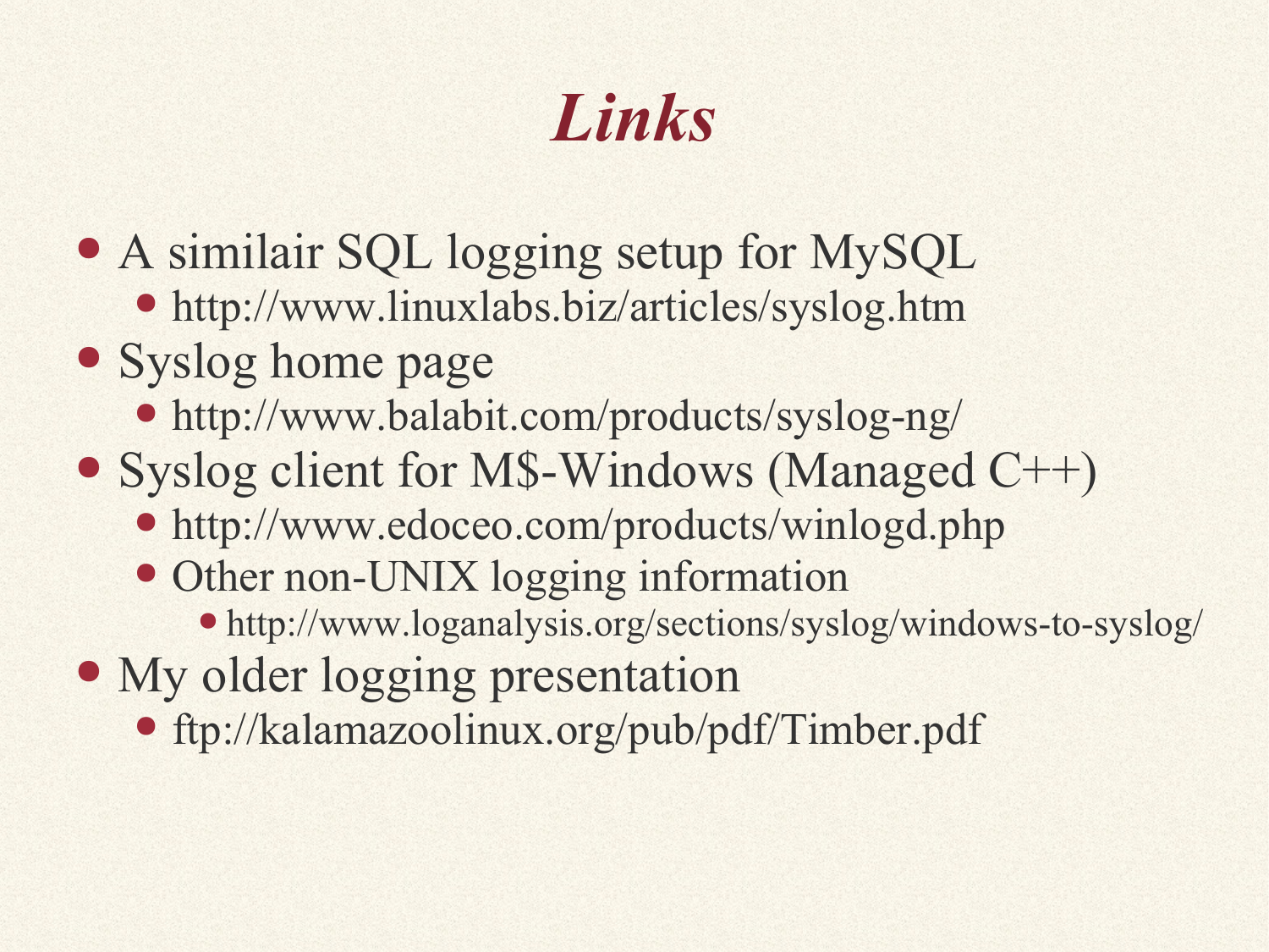# Links

- A similair SQL logging setup for MySQL
  - http://www.linuxlabs.biz/articles/syslog.htm
- Syslog home page
  - http://www.balabit.com/products/syslog-ng/
- Syslog client for M$-Windows (Managed C++)
  - http://www.edoceo.com/products/winlogd.php
  - Other non-UNIX logging information
    - http://www.loganalysis.org/sections/syslog/windows-to-syslog/
- My older logging presentation
  - ftp://kalamazoolinux.org/pub/pdf/Timber.pdf